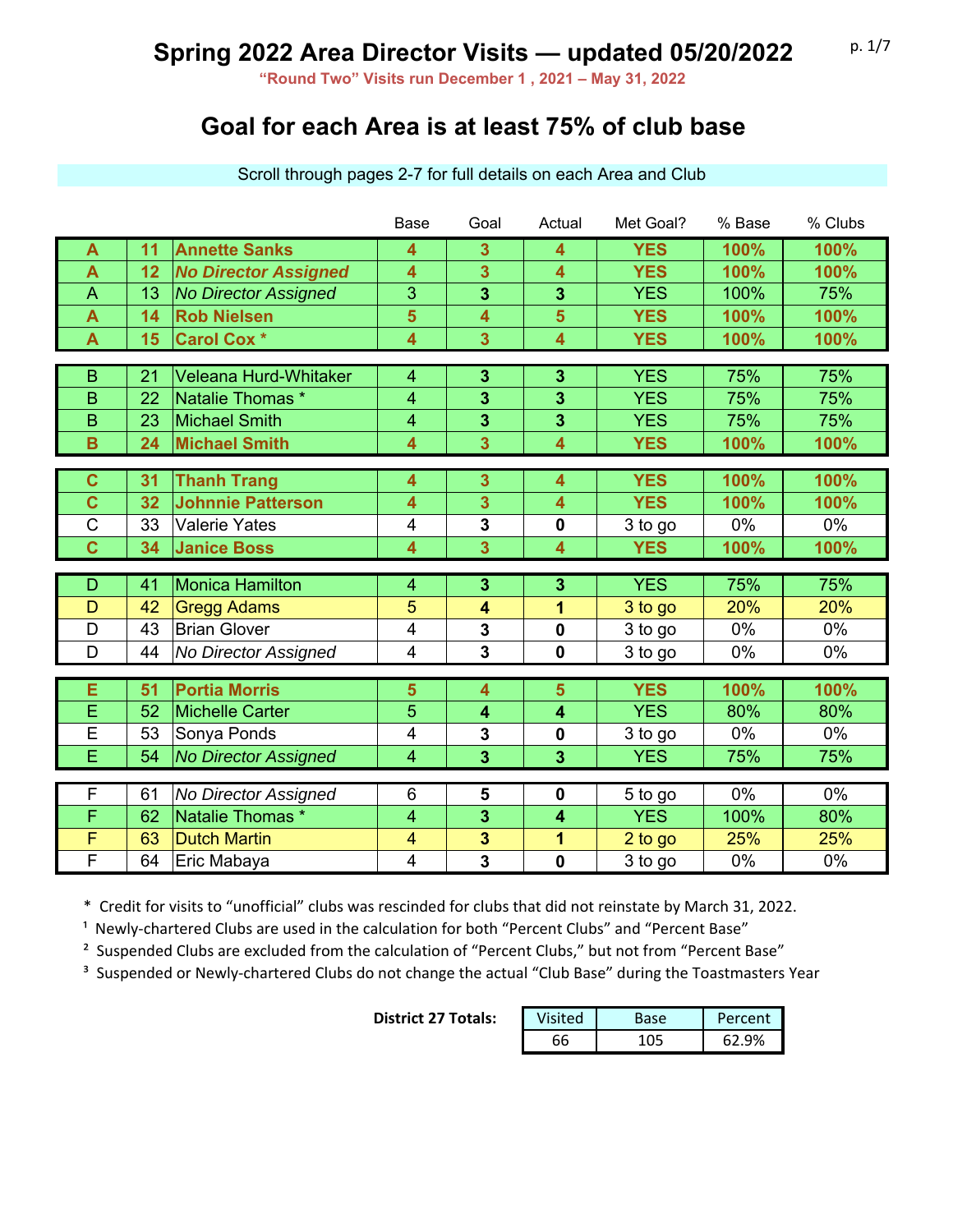# Spring 2022 Area Director Visits — updated 05/20/2022

**"Round Two" Visits run December 1 , 2021 – May 31, 2022**

## Goal for each Area is at least 75% of club base

Scroll through pages 2-7 for full details on each Area and Club

| | | | Base | Goal | Actual | Met Goal? | % Base | % Clubs |
|---|---|---|---|---|---|---|---|---|
| **A** | **11** | **Annette Sanks** | **4** | **3** | **4** | **YES** | **100%** | **100%** |
| **A** | **12** | ***No Director Assigned*** | **4** | **3** | **4** | **YES** | **100%** | **100%** |
| A | 13 | *No Director Assigned* | 3 | **3** | **3** | YES | 100% | 75% |
| **A** | **14** | **Rob Nielsen** | **5** | **4** | **5** | **YES** | **100%** | **100%** |
| **A** | **15** | **Carol Cox *** | **4** | **3** | **4** | **YES** | **100%** | **100%** |
| B | 21 | Veleana Hurd-Whitaker | 4 | **3** | **3** | YES | 75% | 75% |
| B | 22 | Natalie Thomas * | 4 | **3** | **3** | YES | 75% | 75% |
| B | 23 | Michael Smith | 4 | **3** | **3** | YES | 75% | 75% |
| **B** | **24** | **Michael Smith** | **4** | **3** | **4** | **YES** | **100%** | **100%** |
| **C** | **31** | **Thanh Trang** | **4** | **3** | **4** | **YES** | **100%** | **100%** |
| **C** | **32** | **Johnnie Patterson** | **4** | **3** | **4** | **YES** | **100%** | **100%** |
| C | 33 | Valerie Yates | 4 | **3** | **0** | 3 to go | 0% | 0% |
| **C** | **34** | **Janice Boss** | **4** | **3** | **4** | **YES** | **100%** | **100%** |
| D | 41 | Monica Hamilton | 4 | **3** | **3** | YES | 75% | 75% |
| D | 42 | Gregg Adams | 5 | **4** | **1** | 3 to go | 20% | 20% |
| D | 43 | Brian Glover | 4 | **3** | **0** | 3 to go | 0% | 0% |
| D | 44 | *No Director Assigned* | 4 | **3** | **0** | 3 to go | 0% | 0% |
| **E** | **51** | **Portia Morris** | **5** | **4** | **5** | **YES** | **100%** | **100%** |
| E | 52 | Michelle Carter | 5 | **4** | **4** | YES | 80% | 80% |
| E | 53 | Sonya Ponds | 4 | **3** | **0** | 3 to go | 0% | 0% |
| E | 54 | *No Director Assigned* | 4 | **3** | **3** | YES | 75% | 75% |
| F | 61 | *No Director Assigned* | 6 | **5** | **0** | 5 to go | 0% | 0% |
| F | 62 | Natalie Thomas * | 4 | **3** | **4** | YES | 100% | 80% |
| F | 63 | Dutch Martin | 4 | **3** | **1** | 2 to go | 25% | 25% |
| F | 64 | Eric Mabaya | 4 | **3** | **0** | 3 to go | 0% | 0% |

\* Credit for visits to "unofficial" clubs was rescinded for clubs that did not reinstate by March 31, 2022.

[1] Newly-chartered Clubs are used in the calculation for both "Percent Clubs" and "Percent Base"

[2] Suspended Clubs are excluded from the calculation of "Percent Clubs," but not from "Percent Base"

[3] Suspended or Newly-chartered Clubs do not change the actual "Club Base" during the Toastmasters Year

**District 27 Totals:**

| Visited | Base | Percent |
|---|---|---|
| 66 | 105 | 62.9% |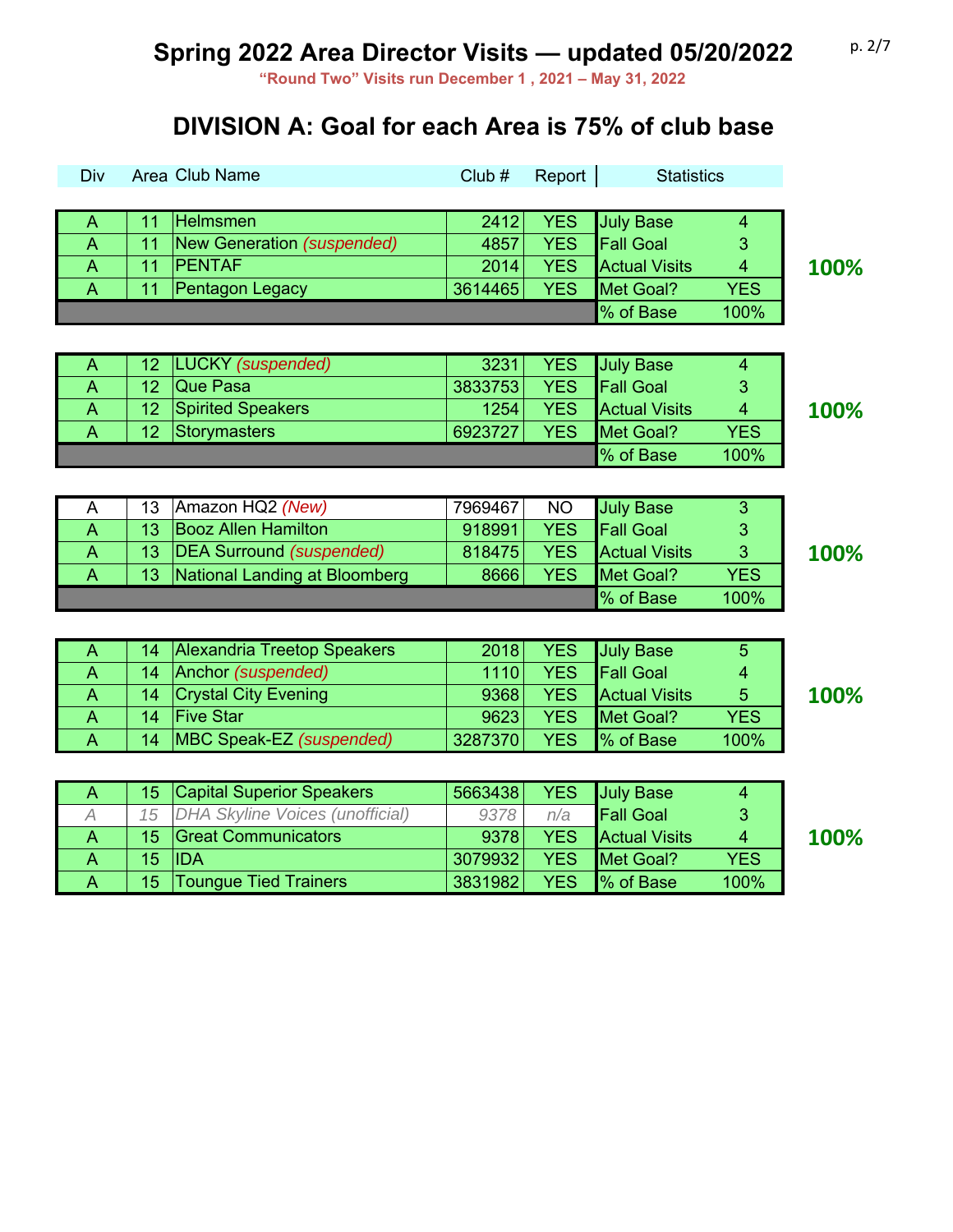# Spring 2022 Area Director Visits — updated 05/20/2022

**"Round Two" Visits run December 1 , 2021 – May 31, 2022**

## DIVISION A: Goal for each Area is 75% of club base

| Div | Area | Club Name | Club # | Report | Statistics | | |
|---|---|---|---|---|---|---|---|
| A | 11 | Helmsmen | 2412 | YES | July Base | 4 | |
| A | 11 | New Generation *(suspended)* | 4857 | YES | Fall Goal | 3 | |
| A | 11 | PENTAF | 2014 | YES | Actual Visits | 4 | **100%** |
| A | 11 | Pentagon Legacy | 3614465 | YES | Met Goal? | YES | |
| | | | | | % of Base | 100% | |

| Div | Area | Club Name | Club # | Report | Statistics | | |
|---|---|---|---|---|---|---|---|
| A | 12 | LUCKY *(suspended)* | 3231 | YES | July Base | 4 | |
| A | 12 | Que Pasa | 3833753 | YES | Fall Goal | 3 | |
| A | 12 | Spirited Speakers | 1254 | YES | Actual Visits | 4 | **100%** |
| A | 12 | Storymasters | 6923727 | YES | Met Goal? | YES | |
| | | | | | % of Base | 100% | |

| Div | Area | Club Name | Club # | Report | Statistics | | |
|---|---|---|---|---|---|---|---|
| A | 13 | Amazon HQ2 *(New)* | 7969467 | NO | July Base | 3 | |
| A | 13 | Booz Allen Hamilton | 918991 | YES | Fall Goal | 3 | |
| A | 13 | DEA Surround *(suspended)* | 818475 | YES | Actual Visits | 3 | **100%** |
| A | 13 | National Landing at Bloomberg | 8666 | YES | Met Goal? | YES | |
| | | | | | % of Base | 100% | |

| Div | Area | Club Name | Club # | Report | Statistics | | |
|---|---|---|---|---|---|---|---|
| A | 14 | Alexandria Treetop Speakers | 2018 | YES | July Base | 5 | |
| A | 14 | Anchor *(suspended)* | 1110 | YES | Fall Goal | 4 | |
| A | 14 | Crystal City Evening | 9368 | YES | Actual Visits | 5 | **100%** |
| A | 14 | Five Star | 9623 | YES | Met Goal? | YES | |
| A | 14 | MBC Speak-EZ *(suspended)* | 3287370 | YES | % of Base | 100% | |

| Div | Area | Club Name | Club # | Report | Statistics | | |
|---|---|---|---|---|---|---|---|
| A | 15 | Capital Superior Speakers | 5663438 | YES | July Base | 4 | |
| *A* | *15* | *DHA Skyline Voices (unofficial)* | *9378* | *n/a* | Fall Goal | 3 | |
| A | 15 | Great Communicators | 9378 | YES | Actual Visits | 4 | **100%** |
| A | 15 | IDA | 3079932 | YES | Met Goal? | YES | |
| A | 15 | Toungue Tied Trainers | 3831982 | YES | % of Base | 100% | |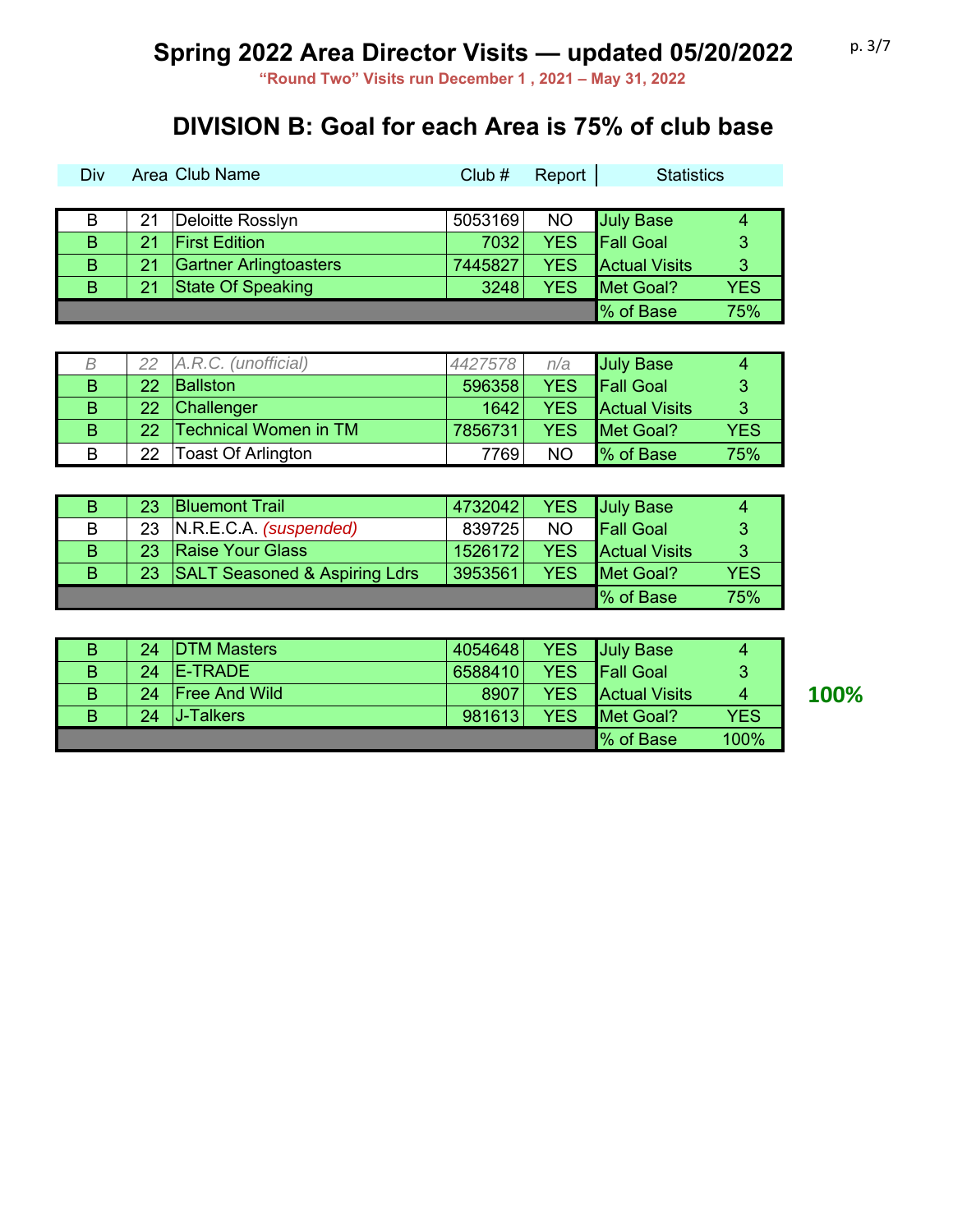# Spring 2022 Area Director Visits — updated 05/20/2022

**"Round Two" Visits run December 1 , 2021 – May 31, 2022**

## DIVISION B: Goal for each Area is 75% of club base

| Div | Area | Club Name | Club # | Report | Statistics | |
|---|---|---|---|---|---|---|
| B | 21 | Deloitte Rosslyn | 5053169 | NO | July Base | 4 |
| B | 21 | First Edition | 7032 | YES | Fall Goal | 3 |
| B | 21 | Gartner Arlingtoasters | 7445827 | YES | Actual Visits | 3 |
| B | 21 | State Of Speaking | 3248 | YES | Met Goal? | YES |
| | | | | | % of Base | 75% |
| *B* | *22* | *A.R.C. (unofficial)* | *4427578* | *n/a* | July Base | 4 |
| B | 22 | Ballston | 596358 | YES | Fall Goal | 3 |
| B | 22 | Challenger | 1642 | YES | Actual Visits | 3 |
| B | 22 | Technical Women in TM | 7856731 | YES | Met Goal? | YES |
| B | 22 | Toast Of Arlington | 7769 | NO | % of Base | 75% |
| B | 23 | Bluemont Trail | 4732042 | YES | July Base | 4 |
| B | 23 | N.R.E.C.A. *(suspended)* | 839725 | NO | Fall Goal | 3 |
| B | 23 | Raise Your Glass | 1526172 | YES | Actual Visits | 3 |
| B | 23 | SALT Seasoned & Aspiring Ldrs | 3953561 | YES | Met Goal? | YES |
| | | | | | % of Base | 75% |
| B | 24 | DTM Masters | 4054648 | YES | July Base | 4 |
| B | 24 | E-TRADE | 6588410 | YES | Fall Goal | 3 |
| B | 24 | Free And Wild | 8907 | YES | Actual Visits | 4 |
| B | 24 | J-Talkers | 981613 | YES | Met Goal? | YES |
| | | | | | % of Base | 100% |

**100%**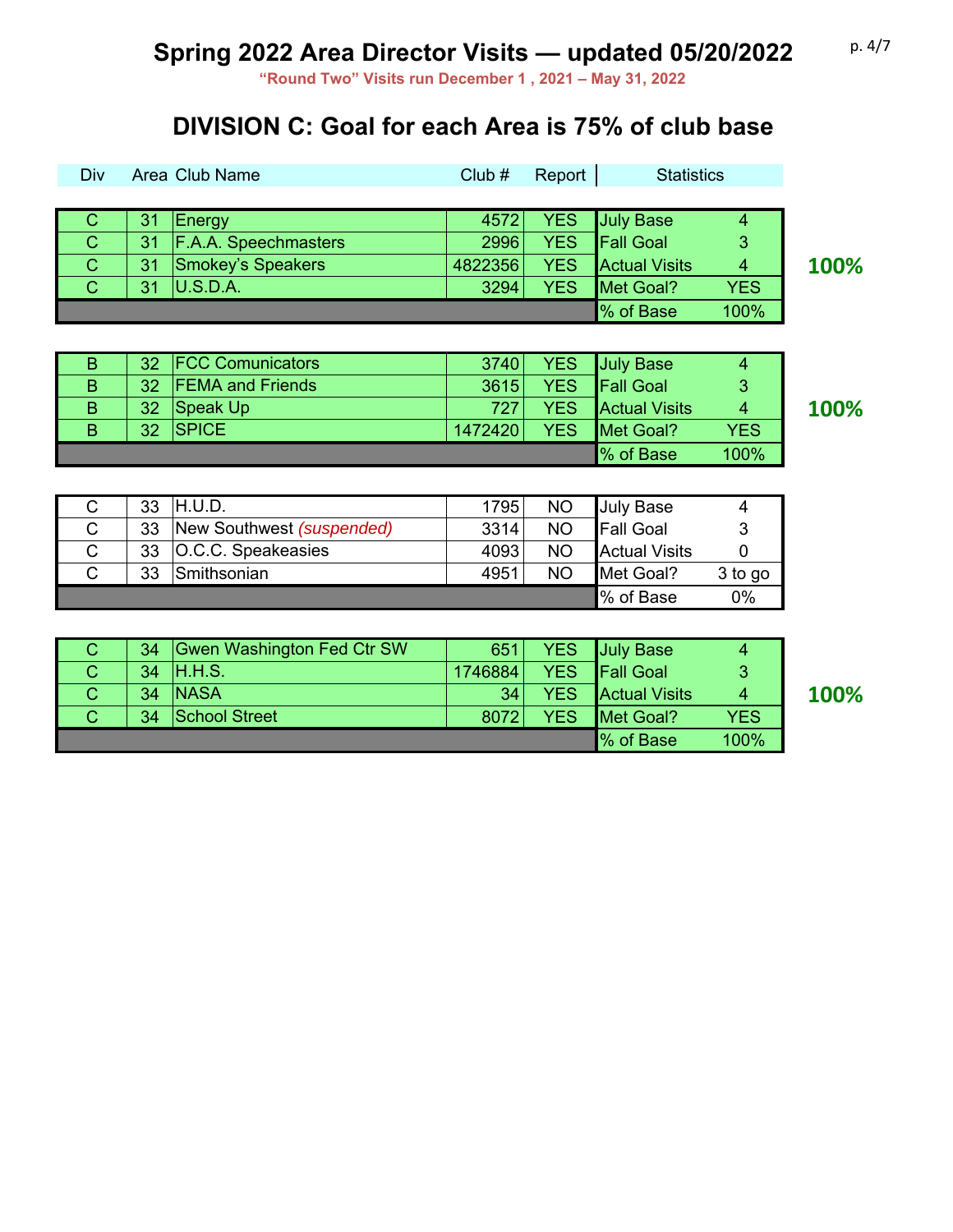# Spring 2022 Area Director Visits — updated 05/20/2022

**"Round Two" Visits run December 1 , 2021 – May 31, 2022**

## DIVISION C: Goal for each Area is 75% of club base

| Div | Area | Club Name | Club # | Report | Statistics | |
|---|---|---|---|---|---|---|
| C | 31 | Energy | 4572 | YES | July Base | 4 |
| C | 31 | F.A.A. Speechmasters | 2996 | YES | Fall Goal | 3 |
| C | 31 | Smokey's Speakers | 4822356 | YES | Actual Visits | 4 |
| C | 31 | U.S.D.A. | 3294 | YES | Met Goal? | YES |
| | | | | | % of Base | 100% |

**100%**

| Div | Area | Club Name | Club # | Report | Statistics | |
|---|---|---|---|---|---|---|
| B | 32 | FCC Comunicators | 3740 | YES | July Base | 4 |
| B | 32 | FEMA and Friends | 3615 | YES | Fall Goal | 3 |
| B | 32 | Speak Up | 727 | YES | Actual Visits | 4 |
| B | 32 | SPICE | 1472420 | YES | Met Goal? | YES |
| | | | | | % of Base | 100% |

**100%**

| Div | Area | Club Name | Club # | Report | Statistics | |
|---|---|---|---|---|---|---|
| C | 33 | H.U.D. | 1795 | NO | July Base | 4 |
| C | 33 | New Southwest *(suspended)* | 3314 | NO | Fall Goal | 3 |
| C | 33 | O.C.C. Speakeasies | 4093 | NO | Actual Visits | 0 |
| C | 33 | Smithsonian | 4951 | NO | Met Goal? | 3 to go |
| | | | | | % of Base | 0% |

| Div | Area | Club Name | Club # | Report | Statistics | |
|---|---|---|---|---|---|---|
| C | 34 | Gwen Washington Fed Ctr SW | 651 | YES | July Base | 4 |
| C | 34 | H.H.S. | 1746884 | YES | Fall Goal | 3 |
| C | 34 | NASA | 34 | YES | Actual Visits | 4 |
| C | 34 | School Street | 8072 | YES | Met Goal? | YES |
| | | | | | % of Base | 100% |

**100%**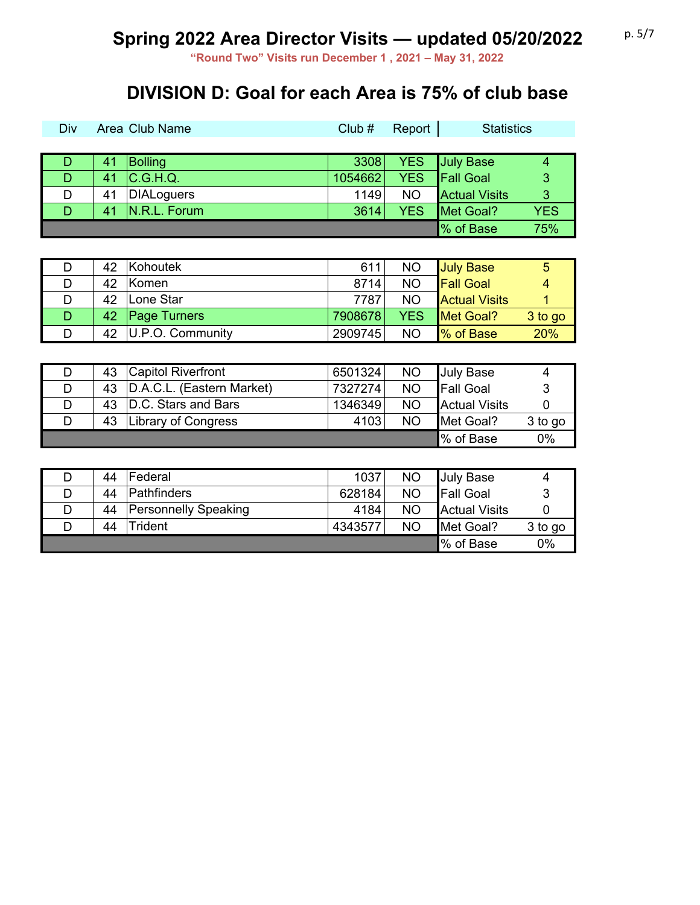# Spring 2022 Area Director Visits — updated 05/20/2022

**"Round Two" Visits run December 1 , 2021 – May 31, 2022**

## DIVISION D: Goal for each Area is 75% of club base

| Div | Area | Club Name | Club # | Report | Statistics | |
|---|---|---|---|---|---|---|
| D | 41 | Bolling | 3308 | YES | July Base | 4 |
| D | 41 | C.G.H.Q. | 1054662 | YES | Fall Goal | 3 |
| D | 41 | DIALoguers | 1149 | NO | Actual Visits | 3 |
| D | 41 | N.R.L. Forum | 3614 | YES | Met Goal? | YES |
| | | | | | % of Base | 75% |

| Div | Area | Club Name | Club # | Report | Statistics | |
|---|---|---|---|---|---|---|
| D | 42 | Kohoutek | 611 | NO | July Base | 5 |
| D | 42 | Komen | 8714 | NO | Fall Goal | 4 |
| D | 42 | Lone Star | 7787 | NO | Actual Visits | 1 |
| D | 42 | Page Turners | 7908678 | YES | Met Goal? | 3 to go |
| D | 42 | U.P.O. Community | 2909745 | NO | % of Base | 20% |

| Div | Area | Club Name | Club # | Report | Statistics | |
|---|---|---|---|---|---|---|
| D | 43 | Capitol Riverfront | 6501324 | NO | July Base | 4 |
| D | 43 | D.A.C.L. (Eastern Market) | 7327274 | NO | Fall Goal | 3 |
| D | 43 | D.C. Stars and Bars | 1346349 | NO | Actual Visits | 0 |
| D | 43 | Library of Congress | 4103 | NO | Met Goal? | 3 to go |
| | | | | | % of Base | 0% |

| Div | Area | Club Name | Club # | Report | Statistics | |
|---|---|---|---|---|---|---|
| D | 44 | Federal | 1037 | NO | July Base | 4 |
| D | 44 | Pathfinders | 628184 | NO | Fall Goal | 3 |
| D | 44 | Personnelly Speaking | 4184 | NO | Actual Visits | 0 |
| D | 44 | Trident | 4343577 | NO | Met Goal? | 3 to go |
| | | | | | % of Base | 0% |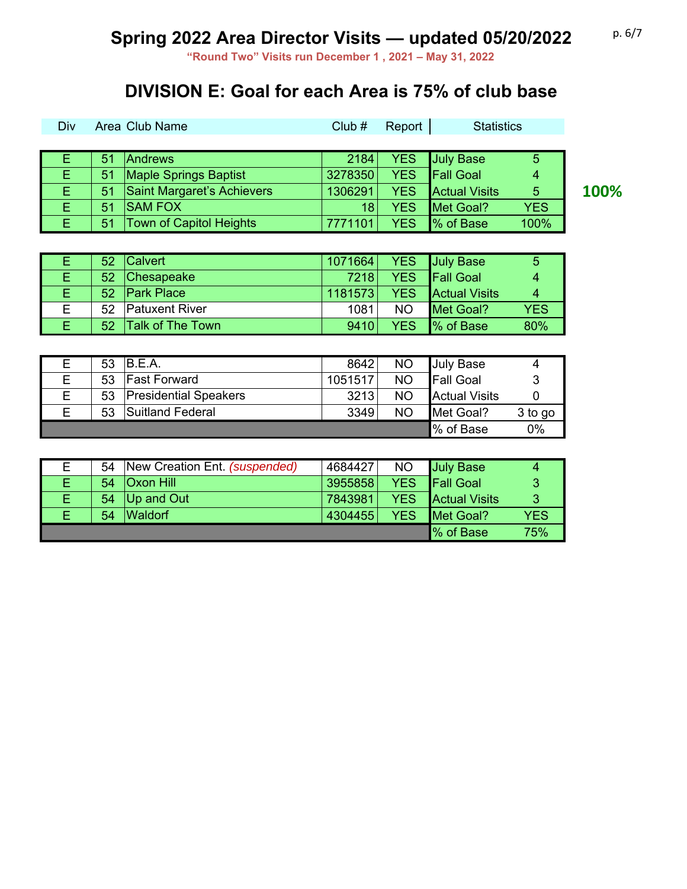# Spring 2022 Area Director Visits — updated 05/20/2022

**"Round Two" Visits run December 1 , 2021 – May 31, 2022**

## DIVISION E: Goal for each Area is 75% of club base

| Div | Area | Club Name | Club # | Report | Statistics | |
|---|---|---|---|---|---|---|
| E | 51 | Andrews | 2184 | YES | July Base | 5 |
| E | 51 | Maple Springs Baptist | 3278350 | YES | Fall Goal | 4 |
| E | 51 | Saint Margaret's Achievers | 1306291 | YES | Actual Visits | 5 |
| E | 51 | SAM FOX | 18 | YES | Met Goal? | YES |
| E | 51 | Town of Capitol Heights | 7771101 | YES | % of Base | 100% |

**100%**

| Div | Area | Club Name | Club # | Report | Statistics | |
|---|---|---|---|---|---|---|
| E | 52 | Calvert | 1071664 | YES | July Base | 5 |
| E | 52 | Chesapeake | 7218 | YES | Fall Goal | 4 |
| E | 52 | Park Place | 1181573 | YES | Actual Visits | 4 |
| E | 52 | Patuxent River | 1081 | NO | Met Goal? | YES |
| E | 52 | Talk of The Town | 9410 | YES | % of Base | 80% |

| Div | Area | Club Name | Club # | Report | Statistics | |
|---|---|---|---|---|---|---|
| E | 53 | B.E.A. | 8642 | NO | July Base | 4 |
| E | 53 | Fast Forward | 1051517 | NO | Fall Goal | 3 |
| E | 53 | Presidential Speakers | 3213 | NO | Actual Visits | 0 |
| E | 53 | Suitland Federal | 3349 | NO | Met Goal? | 3 to go |
| | | | | | % of Base | 0% |

| Div | Area | Club Name | Club # | Report | Statistics | |
|---|---|---|---|---|---|---|
| E | 54 | New Creation Ent. *(suspended)* | 4684427 | NO | July Base | 4 |
| E | 54 | Oxon Hill | 3955858 | YES | Fall Goal | 3 |
| E | 54 | Up and Out | 7843981 | YES | Actual Visits | 3 |
| E | 54 | Waldorf | 4304455 | YES | Met Goal? | YES |
| | | | | | % of Base | 75% |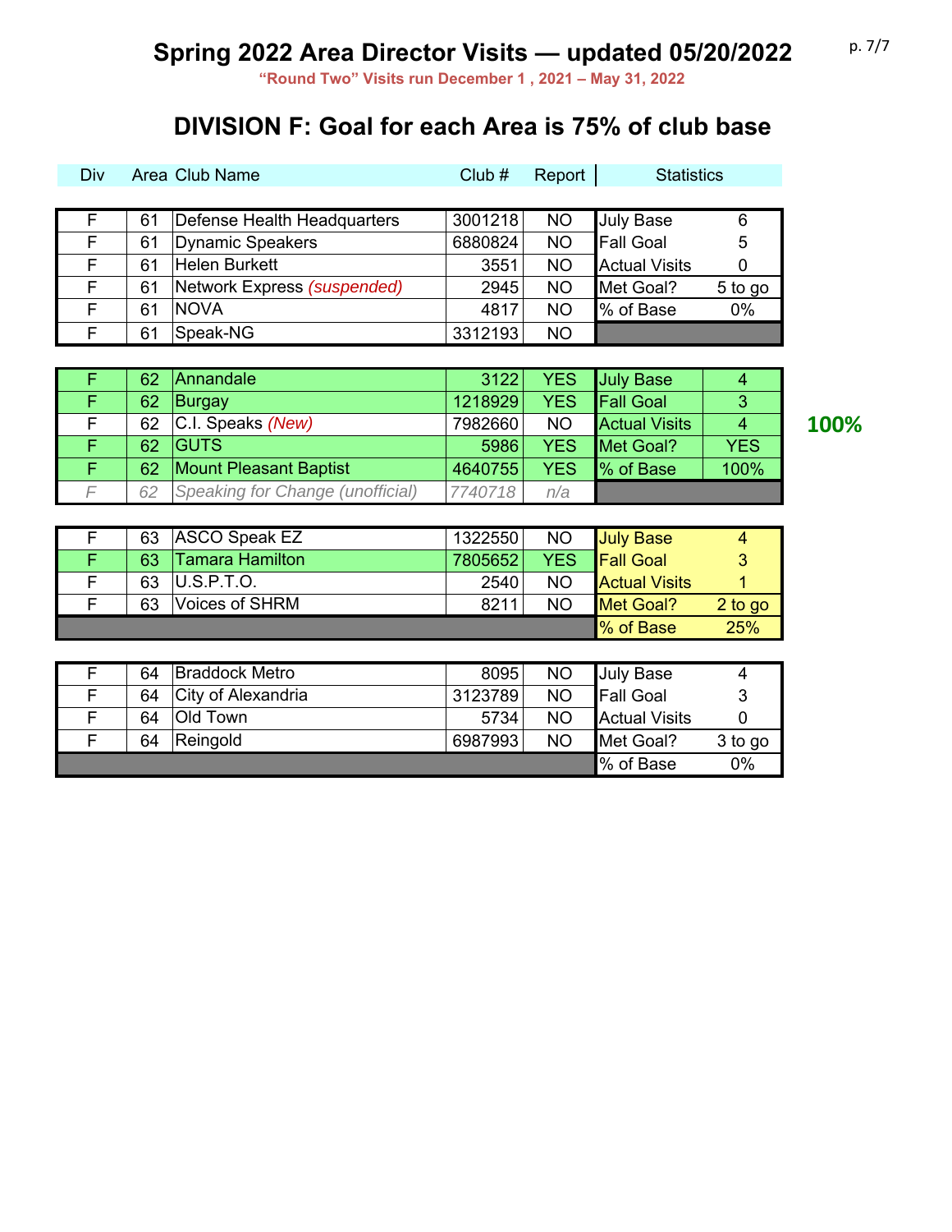# Spring 2022 Area Director Visits — updated 05/20/2022

**"Round Two" Visits run December 1 , 2021 – May 31, 2022**

## DIVISION F: Goal for each Area is 75% of club base

| Div | Area | Club Name | Club # | Report | Statistics | |
|---|---|---|---|---|---|---|
| F | 61 | Defense Health Headquarters | 3001218 | NO | July Base | 6 |
| F | 61 | Dynamic Speakers | 6880824 | NO | Fall Goal | 5 |
| F | 61 | Helen Burkett | 3551 | NO | Actual Visits | 0 |
| F | 61 | Network Express *(suspended)* | 2945 | NO | Met Goal? | 5 to go |
| F | 61 | NOVA | 4817 | NO | % of Base | 0% |
| F | 61 | Speak-NG | 3312193 | NO | | |

| Div | Area | Club Name | Club # | Report | Statistics | |
|---|---|---|---|---|---|---|
| F | 62 | Annandale | 3122 | YES | July Base | 4 |
| F | 62 | Burgay | 1218929 | YES | Fall Goal | 3 |
| F | 62 | C.I. Speaks *(New)* | 7982660 | NO | Actual Visits | 4 |
| F | 62 | GUTS | 5986 | YES | Met Goal? | YES |
| F | 62 | Mount Pleasant Baptist | 4640755 | YES | % of Base | 100% |
| *F* | *62* | *Speaking for Change (unofficial)* | *7740718* | *n/a* | | |

**100%**

| Div | Area | Club Name | Club # | Report | Statistics | |
|---|---|---|---|---|---|---|
| F | 63 | ASCO Speak EZ | 1322550 | NO | July Base | 4 |
| F | 63 | Tamara Hamilton | 7805652 | YES | Fall Goal | 3 |
| F | 63 | U.S.P.T.O. | 2540 | NO | Actual Visits | 1 |
| F | 63 | Voices of SHRM | 8211 | NO | Met Goal? | 2 to go |
| | | | | | % of Base | 25% |

| Div | Area | Club Name | Club # | Report | Statistics | |
|---|---|---|---|---|---|---|
| F | 64 | Braddock Metro | 8095 | NO | July Base | 4 |
| F | 64 | City of Alexandria | 3123789 | NO | Fall Goal | 3 |
| F | 64 | Old Town | 5734 | NO | Actual Visits | 0 |
| F | 64 | Reingold | 6987993 | NO | Met Goal? | 3 to go |
| | | | | | % of Base | 0% |